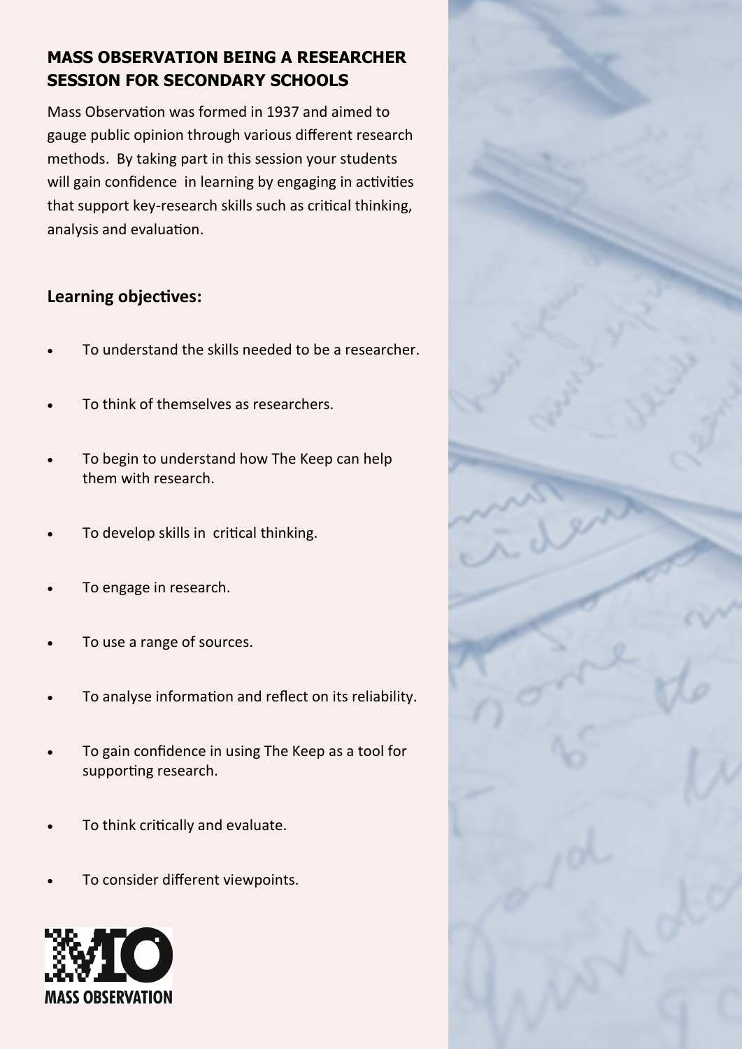## MASS OBSERVATION BEING A RESEARCHER SESSION FOR SECONDARY SCHOOLS

Mass Observation was formed in 1937 and aimed to gauge public opinion through various different research methods. By taking part in this session your students will gain confidence in learning by engaging in activities that support key-research skills such as critical thinking, analysis and evaluation.

### Learning objectives:

- To understand the skills needed to be a researcher.
- To think of themselves as researchers.
- To begin to understand how The Keep can help them with research.
- To develop skills in critical thinking.
- To engage in research.
- To use a range of sources.
- To analyse information and reflect on its reliability.
- To gain confidence in using The Keep as a tool for supporting research.
- To think critically and evaluate.
- To consider different viewpoints.

MASS OBSERVATION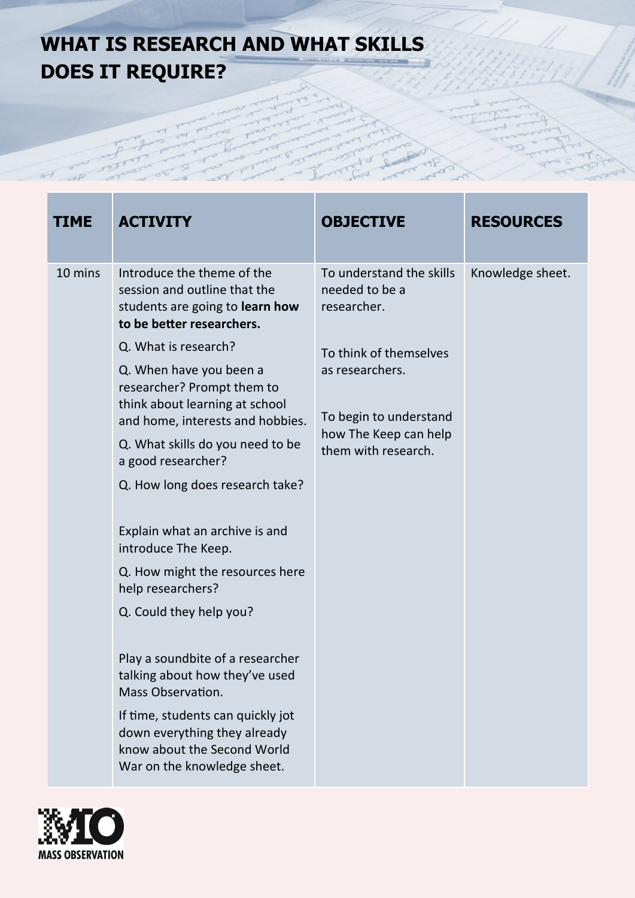# WHAT IS RESEARCH AND WHAT SKILLS DOES IT REQUIRE?

| TIME | ACTIVITY | OBJECTIVE | RESOURCES |
|---|---|---|---|
| 10 mins | Introduce the theme of the session and outline that the students are going to **learn how to be better researchers.**<br><br>Q. What is research?<br><br>Q. When have you been a researcher? Prompt them to think about learning at school and home, interests and hobbies.<br><br>Q. What skills do you need to be a good researcher?<br><br>Q. How long does research take?<br><br>Explain what an archive is and introduce The Keep.<br><br>Q. How might the resources here help researchers?<br><br>Q. Could they help you?<br><br>Play a soundbite of a researcher talking about how they've used Mass Observation.<br><br>If time, students can quickly jot down everything they already know about the Second World War on the knowledge sheet. | To understand the skills needed to be a researcher.<br><br>To think of themselves as researchers.<br><br>To begin to understand how The Keep can help them with research. | Knowledge sheet. |

MASS OBSERVATION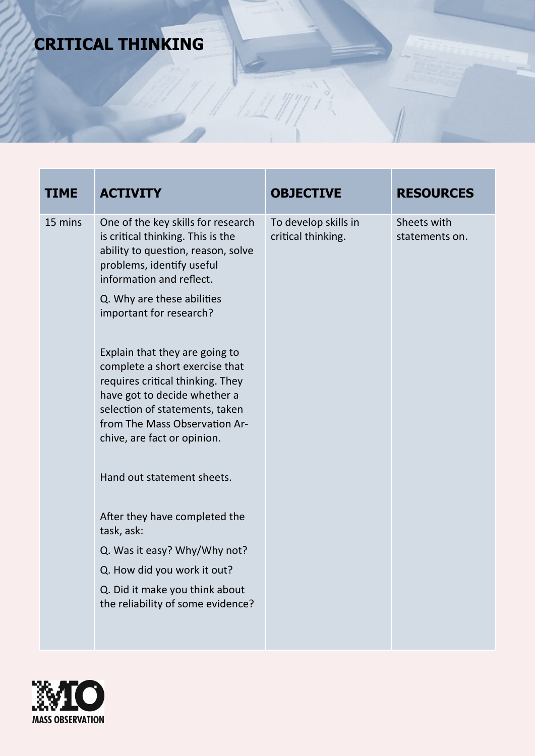# CRITICAL THINKING

| TIME | ACTIVITY | OBJECTIVE | RESOURCES |
| --- | --- | --- | --- |
| 15 mins | One of the key skills for research is critical thinking. This is the ability to question, reason, solve problems, identify useful information and reflect.<br><br>Q. Why are these abilities important for research?<br><br>Explain that they are going to complete a short exercise that requires critical thinking. They have got to decide whether a selection of statements, taken from The Mass Observation Archive, are fact or opinion.<br><br>Hand out statement sheets.<br><br>After they have completed the task, ask:<br><br>Q. Was it easy? Why/Why not?<br><br>Q. How did you work it out?<br><br>Q. Did it make you think about the reliability of some evidence? | To develop skills in critical thinking. | Sheets with statements on. |

MASS OBSERVATION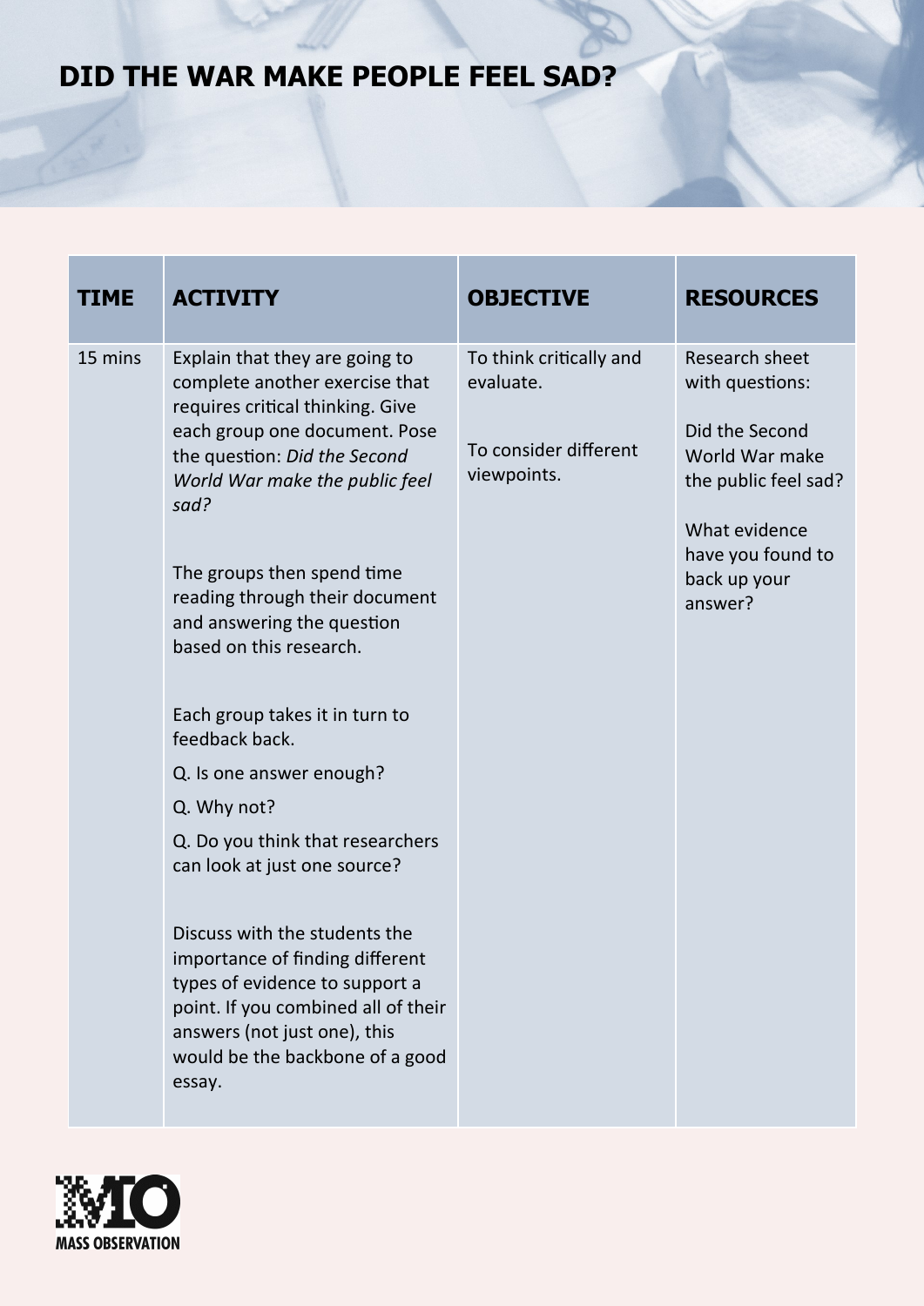# DID THE WAR MAKE PEOPLE FEEL SAD?

| TIME | ACTIVITY | OBJECTIVE | RESOURCES |
|---|---|---|---|
| 15 mins | Explain that they are going to complete another exercise that requires critical thinking. Give each group one document. Pose the question: *Did the Second World War make the public feel sad?*<br><br>The groups then spend time reading through their document and answering the question based on this research.<br><br>Each group takes it in turn to feedback back.<br><br>Q. Is one answer enough?<br><br>Q. Why not?<br><br>Q. Do you think that researchers can look at just one source?<br><br>Discuss with the students the importance of finding different types of evidence to support a point. If you combined all of their answers (not just one), this would be the backbone of a good essay. | To think critically and evaluate.<br><br>To consider different viewpoints. | Research sheet with questions:<br><br>Did the Second World War make the public feel sad?<br><br>What evidence have you found to back up your answer? |

MASS OBSERVATION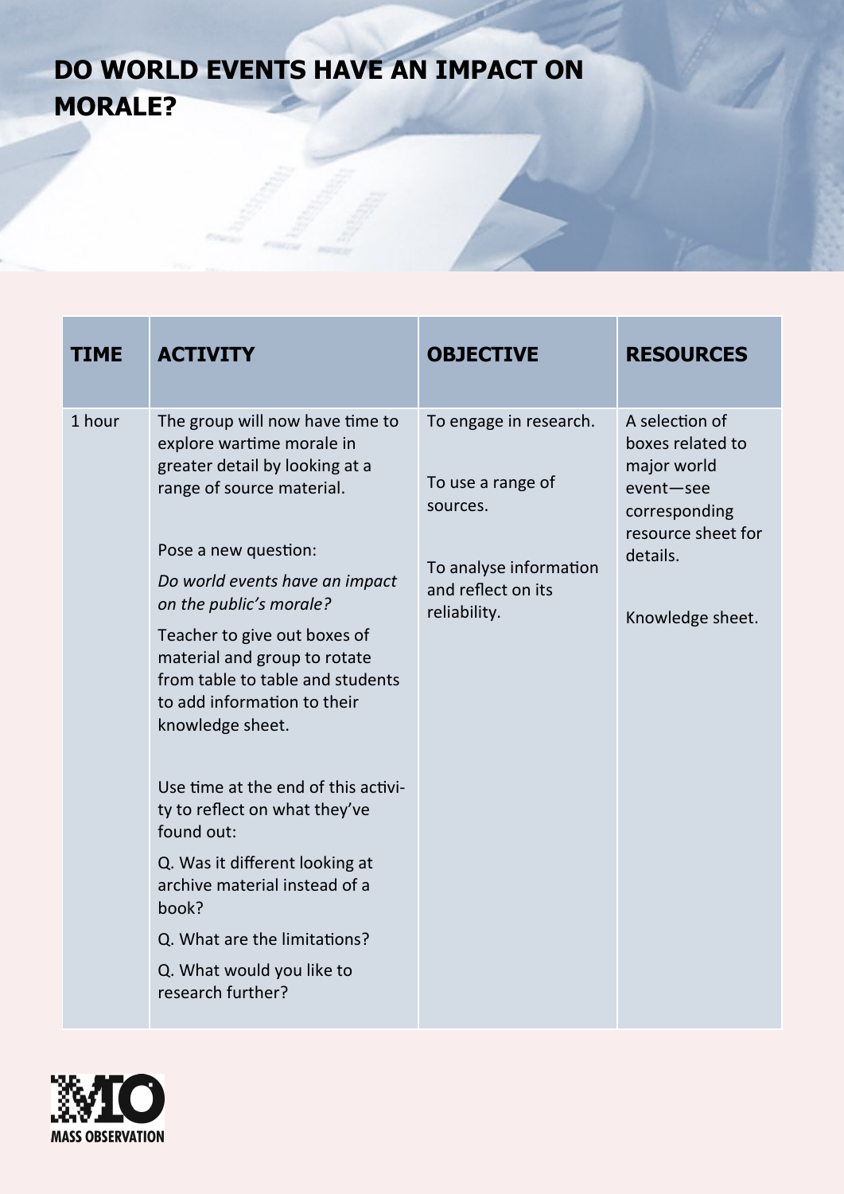# DO WORLD EVENTS HAVE AN IMPACT ON MORALE?

| TIME | ACTIVITY | OBJECTIVE | RESOURCES |
|---|---|---|---|
| 1 hour | The group will now have time to explore wartime morale in greater detail by looking at a range of source material.<br><br>Pose a new question:<br>*Do world events have an impact on the public's morale?*<br>Teacher to give out boxes of material and group to rotate from table to table and students to add information to their knowledge sheet.<br><br>Use time at the end of this activity to reflect on what they've found out:<br>Q. Was it different looking at archive material instead of a book?<br>Q. What are the limitations?<br>Q. What would you like to research further? | To engage in research.<br><br>To use a range of sources.<br><br>To analyse information and reflect on its reliability. | A selection of boxes related to major world event—see corresponding resource sheet for details.<br><br>Knowledge sheet. |

MASS OBSERVATION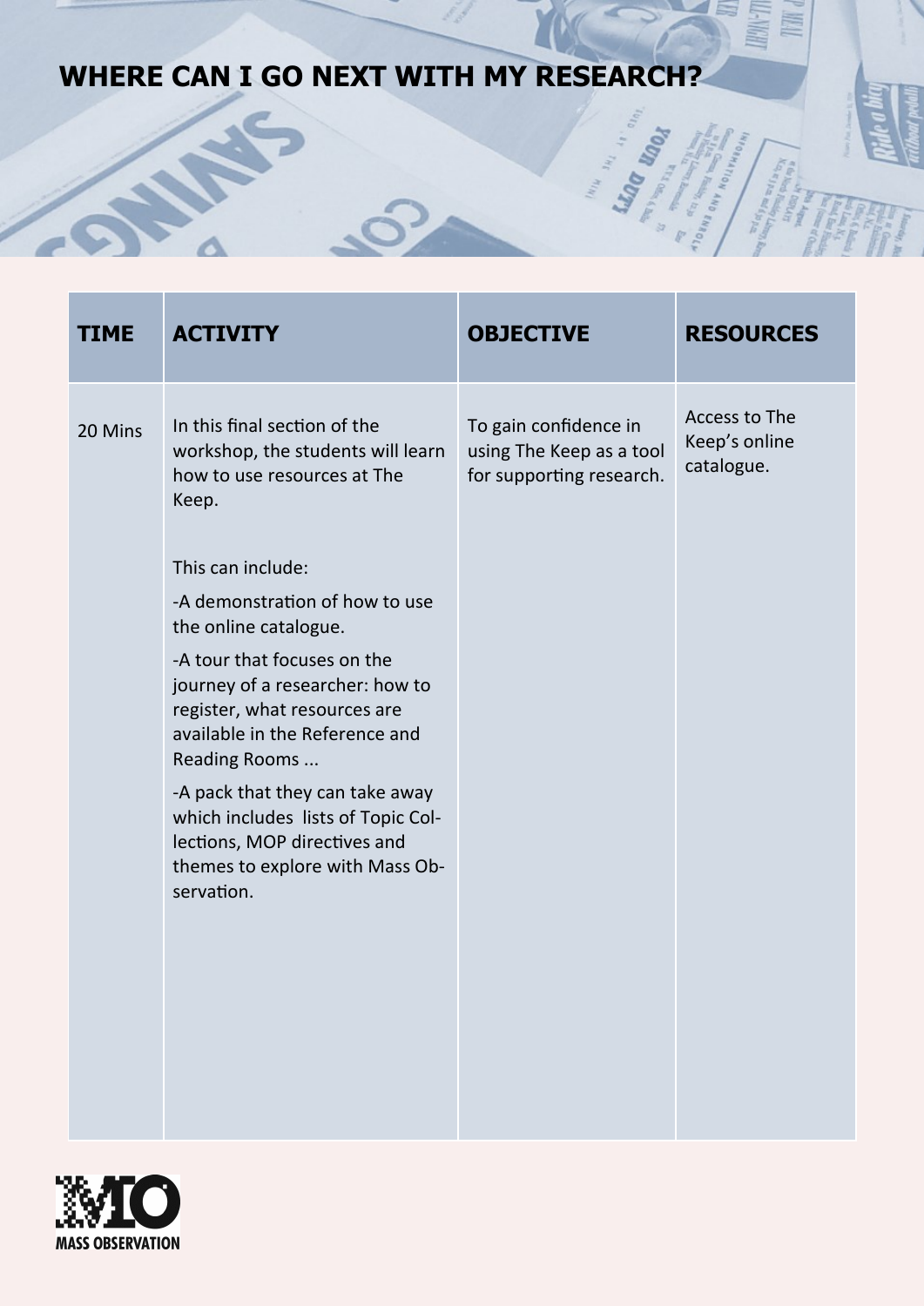# WHERE CAN I GO NEXT WITH MY RESEARCH?

| TIME | ACTIVITY | OBJECTIVE | RESOURCES |
|---|---|---|---|
| 20 Mins | In this final section of the workshop, the students will learn how to use resources at The Keep.<br><br>This can include:<br><br>-A demonstration of how to use the online catalogue.<br><br>-A tour that focuses on the journey of a researcher: how to register, what resources are available in the Reference and Reading Rooms ...<br><br>-A pack that they can take away which includes lists of Topic Collections, MOP directives and themes to explore with Mass Observation. | To gain confidence in using The Keep as a tool for supporting research. | Access to The Keep's online catalogue. |

MASS OBSERVATION